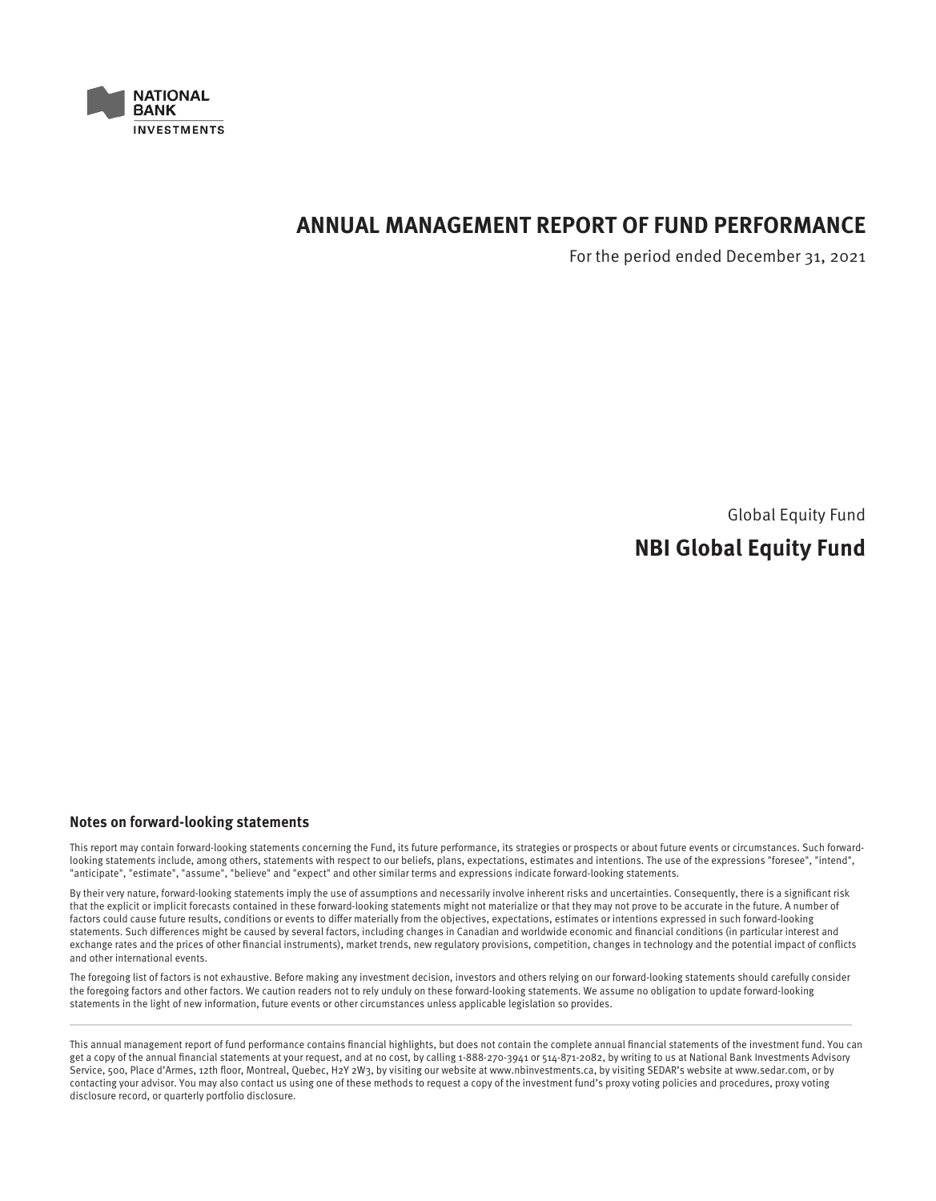NATIONAL BANK INVESTMENTS

# ANNUAL MANAGEMENT REPORT OF FUND PERFORMANCE

For the period ended December 31, 2021

Global Equity Fund

## NBI Global Equity Fund

### Notes on forward-looking statements

This report may contain forward-looking statements concerning the Fund, its future performance, its strategies or prospects or about future events or circumstances. Such forward-looking statements include, among others, statements with respect to our beliefs, plans, expectations, estimates and intentions. The use of the expressions "foresee", "intend", "anticipate", "estimate", "assume", "believe" and "expect" and other similar terms and expressions indicate forward-looking statements.

By their very nature, forward-looking statements imply the use of assumptions and necessarily involve inherent risks and uncertainties. Consequently, there is a significant risk that the explicit or implicit forecasts contained in these forward-looking statements might not materialize or that they may not prove to be accurate in the future. A number of factors could cause future results, conditions or events to differ materially from the objectives, expectations, estimates or intentions expressed in such forward-looking statements. Such differences might be caused by several factors, including changes in Canadian and worldwide economic and financial conditions (in particular interest and exchange rates and the prices of other financial instruments), market trends, new regulatory provisions, competition, changes in technology and the potential impact of conflicts and other international events.

The foregoing list of factors is not exhaustive. Before making any investment decision, investors and others relying on our forward-looking statements should carefully consider the foregoing factors and other factors. We caution readers not to rely unduly on these forward-looking statements. We assume no obligation to update forward-looking statements in the light of new information, future events or other circumstances unless applicable legislation so provides.

---

This annual management report of fund performance contains financial highlights, but does not contain the complete annual financial statements of the investment fund. You can get a copy of the annual financial statements at your request, and at no cost, by calling 1-888-270-3941 or 514-871-2082, by writing to us at National Bank Investments Advisory Service, 500, Place d'Armes, 12th floor, Montreal, Quebec, H2Y 2W3, by visiting our website at www.nbinvestments.ca, by visiting SEDAR's website at www.sedar.com, or by contacting your advisor. You may also contact us using one of these methods to request a copy of the investment fund's proxy voting policies and procedures, proxy voting disclosure record, or quarterly portfolio disclosure.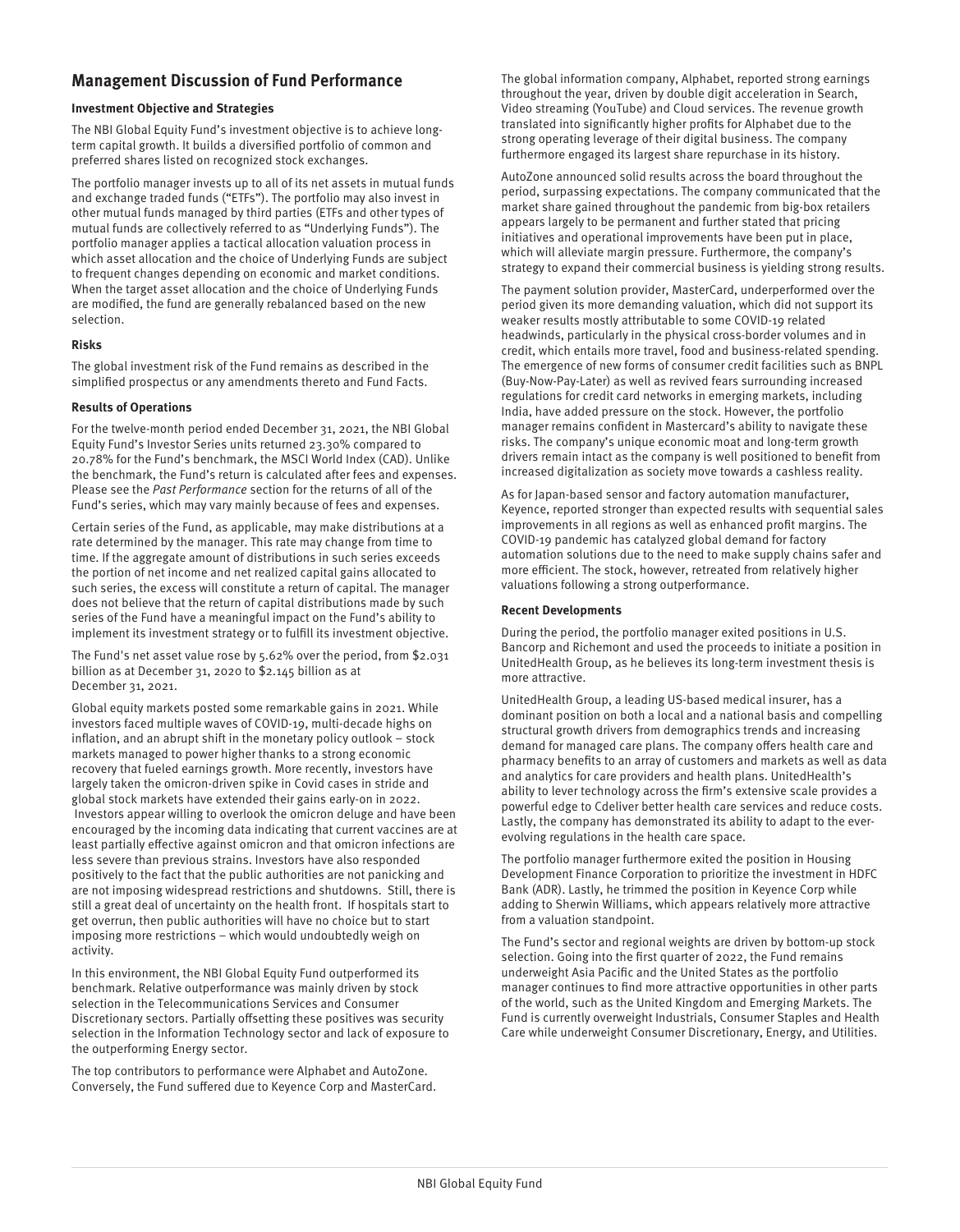## Management Discussion of Fund Performance

### Investment Objective and Strategies

The NBI Global Equity Fund's investment objective is to achieve long-term capital growth. It builds a diversified portfolio of common and preferred shares listed on recognized stock exchanges.

The portfolio manager invests up to all of its net assets in mutual funds and exchange traded funds ("ETFs"). The portfolio may also invest in other mutual funds managed by third parties (ETFs and other types of mutual funds are collectively referred to as "Underlying Funds"). The portfolio manager applies a tactical allocation valuation process in which asset allocation and the choice of Underlying Funds are subject to frequent changes depending on economic and market conditions. When the target asset allocation and the choice of Underlying Funds are modified, the fund are generally rebalanced based on the new selection.

### Risks

The global investment risk of the Fund remains as described in the simplified prospectus or any amendments thereto and Fund Facts.

### Results of Operations

For the twelve-month period ended December 31, 2021, the NBI Global Equity Fund's Investor Series units returned 23.30% compared to 20.78% for the Fund's benchmark, the MSCI World Index (CAD). Unlike the benchmark, the Fund's return is calculated after fees and expenses. Please see the *Past Performance* section for the returns of all of the Fund's series, which may vary mainly because of fees and expenses.

Certain series of the Fund, as applicable, may make distributions at a rate determined by the manager. This rate may change from time to time. If the aggregate amount of distributions in such series exceeds the portion of net income and net realized capital gains allocated to such series, the excess will constitute a return of capital. The manager does not believe that the return of capital distributions made by such series of the Fund have a meaningful impact on the Fund's ability to implement its investment strategy or to fulfill its investment objective.

The Fund's net asset value rose by 5.62% over the period, from $2.031 billion as at December 31, 2020 to $2.145 billion as at December 31, 2021.

Global equity markets posted some remarkable gains in 2021. While investors faced multiple waves of COVID-19, multi-decade highs on inflation, and an abrupt shift in the monetary policy outlook – stock markets managed to power higher thanks to a strong economic recovery that fueled earnings growth. More recently, investors have largely taken the omicron-driven spike in Covid cases in stride and global stock markets have extended their gains early-on in 2022. Investors appear willing to overlook the omicron deluge and have been encouraged by the incoming data indicating that current vaccines are at least partially effective against omicron and that omicron infections are less severe than previous strains. Investors have also responded positively to the fact that the public authorities are not panicking and are not imposing widespread restrictions and shutdowns. Still, there is still a great deal of uncertainty on the health front. If hospitals start to get overrun, then public authorities will have no choice but to start imposing more restrictions – which would undoubtedly weigh on activity.

In this environment, the NBI Global Equity Fund outperformed its benchmark. Relative outperformance was mainly driven by stock selection in the Telecommunications Services and Consumer Discretionary sectors. Partially offsetting these positives was security selection in the Information Technology sector and lack of exposure to the outperforming Energy sector.

The top contributors to performance were Alphabet and AutoZone. Conversely, the Fund suffered due to Keyence Corp and MasterCard.

The global information company, Alphabet, reported strong earnings throughout the year, driven by double digit acceleration in Search, Video streaming (YouTube) and Cloud services. The revenue growth translated into significantly higher profits for Alphabet due to the strong operating leverage of their digital business. The company furthermore engaged its largest share repurchase in its history.

AutoZone announced solid results across the board throughout the period, surpassing expectations. The company communicated that the market share gained throughout the pandemic from big-box retailers appears largely to be permanent and further stated that pricing initiatives and operational improvements have been put in place, which will alleviate margin pressure. Furthermore, the company's strategy to expand their commercial business is yielding strong results.

The payment solution provider, MasterCard, underperformed over the period given its more demanding valuation, which did not support its weaker results mostly attributable to some COVID-19 related headwinds, particularly in the physical cross-border volumes and in credit, which entails more travel, food and business-related spending. The emergence of new forms of consumer credit facilities such as BNPL (Buy-Now-Pay-Later) as well as revived fears surrounding increased regulations for credit card networks in emerging markets, including India, have added pressure on the stock. However, the portfolio manager remains confident in Mastercard's ability to navigate these risks. The company's unique economic moat and long-term growth drivers remain intact as the company is well positioned to benefit from increased digitalization as society move towards a cashless reality.

As for Japan-based sensor and factory automation manufacturer, Keyence, reported stronger than expected results with sequential sales improvements in all regions as well as enhanced profit margins. The COVID-19 pandemic has catalyzed global demand for factory automation solutions due to the need to make supply chains safer and more efficient. The stock, however, retreated from relatively higher valuations following a strong outperformance.

### Recent Developments

During the period, the portfolio manager exited positions in U.S. Bancorp and Richemont and used the proceeds to initiate a position in UnitedHealth Group, as he believes its long-term investment thesis is more attractive.

UnitedHealth Group, a leading US-based medical insurer, has a dominant position on both a local and a national basis and compelling structural growth drivers from demographics trends and increasing demand for managed care plans. The company offers health care and pharmacy benefits to an array of customers and markets as well as data and analytics for care providers and health plans. UnitedHealth's ability to lever technology across the firm's extensive scale provides a powerful edge to Cdeliver better health care services and reduce costs. Lastly, the company has demonstrated its ability to adapt to the ever-evolving regulations in the health care space.

The portfolio manager furthermore exited the position in Housing Development Finance Corporation to prioritize the investment in HDFC Bank (ADR). Lastly, he trimmed the position in Keyence Corp while adding to Sherwin Williams, which appears relatively more attractive from a valuation standpoint.

The Fund's sector and regional weights are driven by bottom-up stock selection. Going into the first quarter of 2022, the Fund remains underweight Asia Pacific and the United States as the portfolio manager continues to find more attractive opportunities in other parts of the world, such as the United Kingdom and Emerging Markets. The Fund is currently overweight Industrials, Consumer Staples and Health Care while underweight Consumer Discretionary, Energy, and Utilities.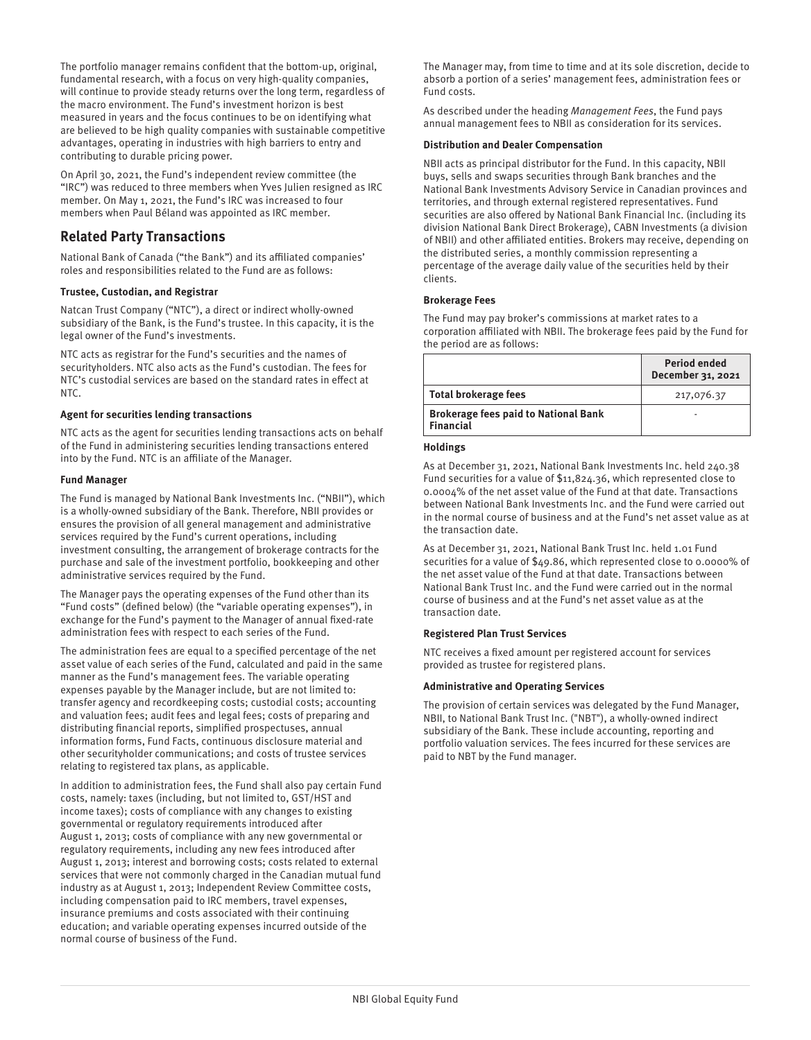The portfolio manager remains confident that the bottom-up, original, fundamental research, with a focus on very high-quality companies, will continue to provide steady returns over the long term, regardless of the macro environment. The Fund's investment horizon is best measured in years and the focus continues to be on identifying what are believed to be high quality companies with sustainable competitive advantages, operating in industries with high barriers to entry and contributing to durable pricing power.

On April 30, 2021, the Fund's independent review committee (the "IRC") was reduced to three members when Yves Julien resigned as IRC member. On May 1, 2021, the Fund's IRC was increased to four members when Paul Béland was appointed as IRC member.

## Related Party Transactions

National Bank of Canada ("the Bank") and its affiliated companies' roles and responsibilities related to the Fund are as follows:

**Trustee, Custodian, and Registrar**

Natcan Trust Company ("NTC"), a direct or indirect wholly-owned subsidiary of the Bank, is the Fund's trustee. In this capacity, it is the legal owner of the Fund's investments.

NTC acts as registrar for the Fund's securities and the names of securityholders. NTC also acts as the Fund's custodian. The fees for NTC's custodial services are based on the standard rates in effect at NTC.

**Agent for securities lending transactions**

NTC acts as the agent for securities lending transactions acts on behalf of the Fund in administering securities lending transactions entered into by the Fund. NTC is an affiliate of the Manager.

**Fund Manager**

The Fund is managed by National Bank Investments Inc. ("NBII"), which is a wholly-owned subsidiary of the Bank. Therefore, NBII provides or ensures the provision of all general management and administrative services required by the Fund's current operations, including investment consulting, the arrangement of brokerage contracts for the purchase and sale of the investment portfolio, bookkeeping and other administrative services required by the Fund.

The Manager pays the operating expenses of the Fund other than its "Fund costs" (defined below) (the "variable operating expenses"), in exchange for the Fund's payment to the Manager of annual fixed-rate administration fees with respect to each series of the Fund.

The administration fees are equal to a specified percentage of the net asset value of each series of the Fund, calculated and paid in the same manner as the Fund's management fees. The variable operating expenses payable by the Manager include, but are not limited to: transfer agency and recordkeeping costs; custodial costs; accounting and valuation fees; audit fees and legal fees; costs of preparing and distributing financial reports, simplified prospectuses, annual information forms, Fund Facts, continuous disclosure material and other securityholder communications; and costs of trustee services relating to registered tax plans, as applicable.

In addition to administration fees, the Fund shall also pay certain Fund costs, namely: taxes (including, but not limited to, GST/HST and income taxes); costs of compliance with any changes to existing governmental or regulatory requirements introduced after August 1, 2013; costs of compliance with any new governmental or regulatory requirements, including any new fees introduced after August 1, 2013; interest and borrowing costs; costs related to external services that were not commonly charged in the Canadian mutual fund industry as at August 1, 2013; Independent Review Committee costs, including compensation paid to IRC members, travel expenses, insurance premiums and costs associated with their continuing education; and variable operating expenses incurred outside of the normal course of business of the Fund.

The Manager may, from time to time and at its sole discretion, decide to absorb a portion of a series' management fees, administration fees or Fund costs.

As described under the heading *Management Fees*, the Fund pays annual management fees to NBII as consideration for its services.

**Distribution and Dealer Compensation**

NBII acts as principal distributor for the Fund. In this capacity, NBII buys, sells and swaps securities through Bank branches and the National Bank Investments Advisory Service in Canadian provinces and territories, and through external registered representatives. Fund securities are also offered by National Bank Financial Inc. (including its division National Bank Direct Brokerage), CABN Investments (a division of NBII) and other affiliated entities. Brokers may receive, depending on the distributed series, a monthly commission representing a percentage of the average daily value of the securities held by their clients.

**Brokerage Fees**

The Fund may pay broker's commissions at market rates to a corporation affiliated with NBII. The brokerage fees paid by the Fund for the period are as follows:

| | Period ended December 31, 2021 |
|---|---|
| **Total brokerage fees** | 217,076.37 |
| **Brokerage fees paid to National Bank Financial** | - |

**Holdings**

As at December 31, 2021, National Bank Investments Inc. held 240.38 Fund securities for a value of $11,824.36, which represented close to 0.0004% of the net asset value of the Fund at that date. Transactions between National Bank Investments Inc. and the Fund were carried out in the normal course of business and at the Fund's net asset value as at the transaction date.

As at December 31, 2021, National Bank Trust Inc. held 1.01 Fund securities for a value of $49.86, which represented close to 0.0000% of the net asset value of the Fund at that date. Transactions between National Bank Trust Inc. and the Fund were carried out in the normal course of business and at the Fund's net asset value as at the transaction date.

**Registered Plan Trust Services**

NTC receives a fixed amount per registered account for services provided as trustee for registered plans.

**Administrative and Operating Services**

The provision of certain services was delegated by the Fund Manager, NBII, to National Bank Trust Inc. ("NBT"), a wholly-owned indirect subsidiary of the Bank. These include accounting, reporting and portfolio valuation services. The fees incurred for these services are paid to NBT by the Fund manager.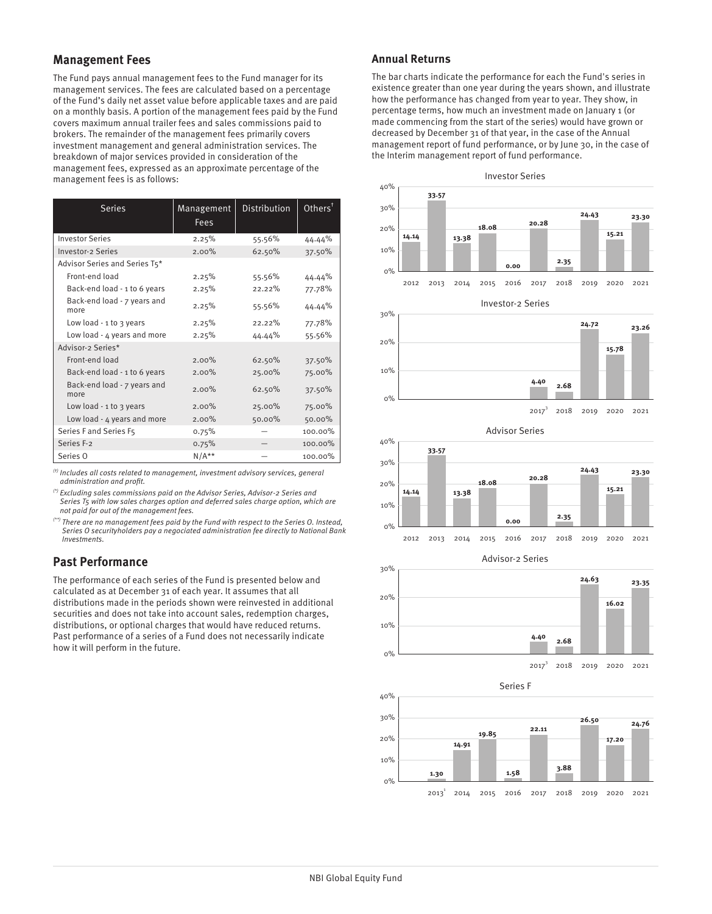## Management Fees

The Fund pays annual management fees to the Fund manager for its management services. The fees are calculated based on a percentage of the Fund's daily net asset value before applicable taxes and are paid on a monthly basis. A portion of the management fees paid by the Fund covers maximum annual trailer fees and sales commissions paid to brokers. The remainder of the management fees primarily covers investment management and general administration services. The breakdown of major services provided in consideration of the management fees, expressed as an approximate percentage of the management fees is as follows:

| Series | Management Fees | Distribution | Others[†] |
|---|---|---|---|
| Investor Series | 2.25% | 55.56% | 44.44% |
| Investor-2 Series | 2.00% | 62.50% | 37.50% |
| Advisor Series and Series T5* | | | |
| Front-end load | 2.25% | 55.56% | 44.44% |
| Back-end load - 1 to 6 years | 2.25% | 22.22% | 77.78% |
| Back-end load - 7 years and more | 2.25% | 55.56% | 44.44% |
| Low load - 1 to 3 years | 2.25% | 22.22% | 77.78% |
| Low load - 4 years and more | 2.25% | 44.44% | 55.56% |
| Advisor-2 Series* | | | |
| Front-end load | 2.00% | 62.50% | 37.50% |
| Back-end load - 1 to 6 years | 2.00% | 25.00% | 75.00% |
| Back-end load - 7 years and more | 2.00% | 62.50% | 37.50% |
| Low load - 1 to 3 years | 2.00% | 25.00% | 75.00% |
| Low load - 4 years and more | 2.00% | 50.00% | 50.00% |
| Series F and Series F5 | 0.75% | — | 100.00% |
| Series F-2 | 0.75% | — | 100.00% |
| Series O | N/A** | — | 100.00% |

*(†) Includes all costs related to management, investment advisory services, general administration and profit.*

*(\*) Excluding sales commissions paid on the Advisor Series, Advisor-2 Series and Series T5 with low sales charges option and deferred sales charge option, which are not paid for out of the management fees.*

*(\*\*) There are no management fees paid by the Fund with respect to the Series O. Instead, Series O securityholders pay a negociated administration fee directly to National Bank Investments.*

## Past Performance

The performance of each series of the Fund is presented below and calculated as at December 31 of each year. It assumes that all distributions made in the periods shown were reinvested in additional securities and does not take into account sales, redemption charges, distributions, or optional charges that would have reduced returns. Past performance of a series of a Fund does not necessarily indicate how it will perform in the future.

## Annual Returns

The bar charts indicate the performance for each the Fund's series in existence greater than one year during the years shown, and illustrate how the performance has changed from year to year. They show, in percentage terms, how much an investment made on January 1 (or made commencing from the start of the series) would have grown or decreased by December 31 of that year, in the case of the Annual management report of fund performance, or by June 30, in the case of the Interim management report of fund performance.

**Investor Series**

| 2012 | 2013 | 2014 | 2015 | 2016 | 2017 | 2018 | 2019 | 2020 | 2021 |
|---|---|---|---|---|---|---|---|---|---|
| 14.14 | 33.57 | 13.38 | 18.08 | 0.00 | 20.28 | 2.35 | 24.43 | 15.21 | 23.30 |

**Investor-2 Series**

| 2017[3] | 2018 | 2019 | 2020 | 2021 |
|---|---|---|---|---|
| 4.40 | 2.68 | 24.72 | 15.78 | 23.26 |

**Advisor Series**

| 2012 | 2013 | 2014 | 2015 | 2016 | 2017 | 2018 | 2019 | 2020 | 2021 |
|---|---|---|---|---|---|---|---|---|---|
| 14.14 | 33.57 | 13.38 | 18.08 | 0.00 | 20.28 | 2.35 | 24.43 | 15.21 | 23.30 |

**Advisor-2 Series**

| 2017[3] | 2018 | 2019 | 2020 | 2021 |
|---|---|---|---|---|
| 4.40 | 2.68 | 24.63 | 16.02 | 23.35 |

**Series F**

| 2013[1] | 2014 | 2015 | 2016 | 2017 | 2018 | 2019 | 2020 | 2021 |
|---|---|---|---|---|---|---|---|---|
| 1.30 | 14.91 | 19.85 | 1.58 | 22.11 | 3.88 | 26.50 | 17.20 | 24.76 |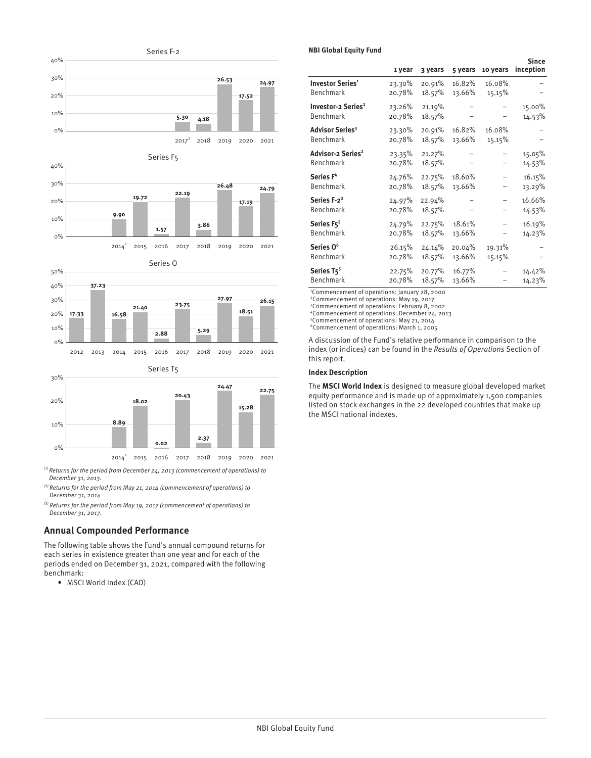Series F-2

| 2017[3] | 2018 | 2019 | 2020 | 2021 |
|---|---|---|---|---|
| 5.30 | 4.18 | 26.53 | 17.52 | 24.97 |

Series F5

| 2014[2] | 2015 | 2016 | 2017 | 2018 | 2019 | 2020 | 2021 |
|---|---|---|---|---|---|---|---|
| 9.90 | 19.72 | 1.57 | 22.19 | 3.86 | 26.48 | 17.19 | 24.79 |

Series O

| 2012 | 2013 | 2014 | 2015 | 2016 | 2017 | 2018 | 2019 | 2020 | 2021 |
|---|---|---|---|---|---|---|---|---|---|
| 17.33 | 37.23 | 16.58 | 21.40 | 2.88 | 23.75 | 5.29 | 27.97 | 18.51 | 26.15 |

Series T5

| 2014[2] | 2015 | 2016 | 2017 | 2018 | 2019 | 2020 | 2021 |
|---|---|---|---|---|---|---|---|
| 8.89 | 18.02 | 0.02 | 20.43 | 2.37 | 24.47 | 15.28 | 22.75 |

*(1) Returns for the period from December 24, 2013 (commencement of operations) to December 31, 2013.*

*(2) Returns for the period from May 21, 2014 (commencement of operations) to December 31, 2014*

*(3) Returns for the period from May 19, 2017 (commencement of operations) to December 31, 2017.*

## Annual Compounded Performance

The following table shows the Fund's annual compound returns for each series in existence greater than one year and for each of the periods ended on December 31, 2021, compared with the following benchmark:

- MSCI World Index (CAD)

**NBI Global Equity Fund**

| | 1 year | 3 years | 5 years | 10 years | Since inception |
|---|---|---|---|---|---|
| **Investor Series[1]** | 23.30% | 20.91% | 16.82% | 16.08% | – |
| Benchmark | 20.78% | 18.57% | 13.66% | 15.15% | – |
| **Investor-2 Series[2]** | 23.26% | 21.19% | – | – | 15.00% |
| Benchmark | 20.78% | 18.57% | – | – | 14.53% |
| **Advisor Series[3]** | 23.30% | 20.91% | 16.82% | 16.08% | – |
| Benchmark | 20.78% | 18.57% | 13.66% | 15.15% | – |
| **Advisor-2 Series[2]** | 23.35% | 21.27% | – | – | 15.05% |
| Benchmark | 20.78% | 18.57% | – | – | 14.53% |
| **Series F[4]** | 24.76% | 22.75% | 18.60% | – | 16.15% |
| Benchmark | 20.78% | 18.57% | 13.66% | – | 13.29% |
| **Series F-2[2]** | 24.97% | 22.94% | – | – | 16.66% |
| Benchmark | 20.78% | 18.57% | – | – | 14.53% |
| **Series F5[5]** | 24.79% | 22.75% | 18.61% | – | 16.19% |
| Benchmark | 20.78% | 18.57% | 13.66% | – | 14.23% |
| **Series O[6]** | 26.15% | 24.14% | 20.04% | 19.31% | – |
| Benchmark | 20.78% | 18.57% | 13.66% | 15.15% | – |
| **Series T5[5]** | 22.75% | 20.77% | 16.77% | – | 14.42% |
| Benchmark | 20.78% | 18.57% | 13.66% | – | 14.23% |

[1]Commencement of operations: January 28, 2000
[2]Commencement of operations: May 19, 2017
[3]Commencement of operations: February 8, 2002
[4]Commencement of operations: December 24, 2013
[5]Commencement of operations: May 21, 2014
[6]Commencement of operations: March 1, 2005

A discussion of the Fund's relative performance in comparison to the index (or indices) can be found in the *Results of Operations* Section of this report.

**Index Description**

The **MSCI World Index** is designed to measure global developed market equity performance and is made up of approximately 1,500 companies listed on stock exchanges in the 22 developed countries that make up the MSCI national indexes.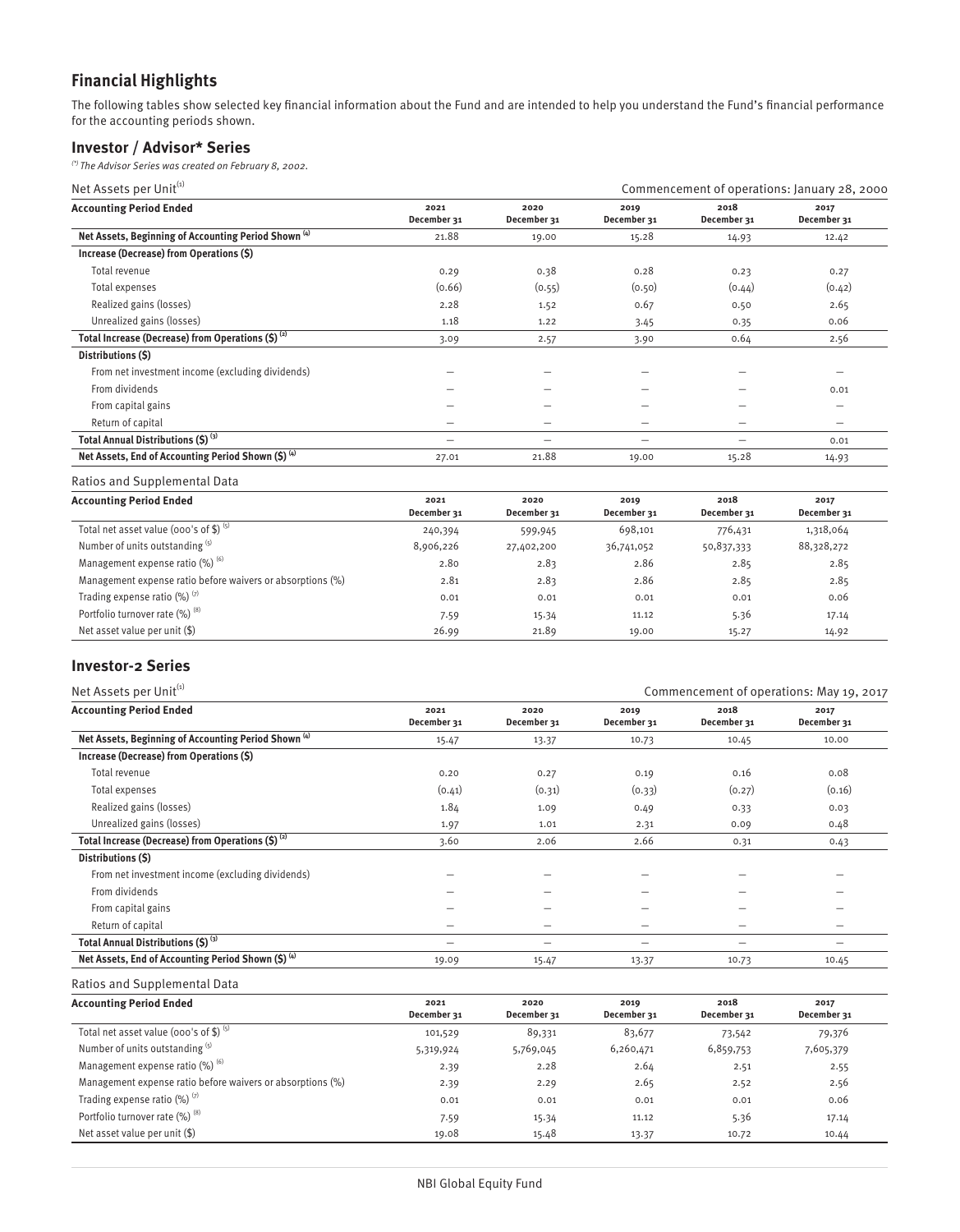## Financial Highlights

The following tables show selected key financial information about the Fund and are intended to help you understand the Fund's financial performance for the accounting periods shown.

### Investor / Advisor* Series

*(\*) The Advisor Series was created on February 8, 2002.*

Net Assets per Unit[1] — Commencement of operations: January 28, 2000

| Accounting Period Ended | 2021 December 31 | 2020 December 31 | 2019 December 31 | 2018 December 31 | 2017 December 31 |
|---|---|---|---|---|---|
| **Net Assets, Beginning of Accounting Period Shown [4]** | 21.88 | 19.00 | 15.28 | 14.93 | 12.42 |
| **Increase (Decrease) from Operations ($)** | | | | | |
| Total revenue | 0.29 | 0.38 | 0.28 | 0.23 | 0.27 |
| Total expenses | (0.66) | (0.55) | (0.50) | (0.44) | (0.42) |
| Realized gains (losses) | 2.28 | 1.52 | 0.67 | 0.50 | 2.65 |
| Unrealized gains (losses) | 1.18 | 1.22 | 3.45 | 0.35 | 0.06 |
| **Total Increase (Decrease) from Operations ($) [2]** | 3.09 | 2.57 | 3.90 | 0.64 | 2.56 |
| **Distributions ($)** | | | | | |
| From net investment income (excluding dividends) | – | – | – | – | – |
| From dividends | – | – | – | – | 0.01 |
| From capital gains | – | – | – | – | – |
| Return of capital | – | – | – | – | – |
| **Total Annual Distributions ($) [3]** | – | – | – | – | 0.01 |
| **Net Assets, End of Accounting Period Shown ($) [4]** | 27.01 | 21.88 | 19.00 | 15.28 | 14.93 |

Ratios and Supplemental Data

| Accounting Period Ended | 2021 December 31 | 2020 December 31 | 2019 December 31 | 2018 December 31 | 2017 December 31 |
|---|---|---|---|---|---|
| Total net asset value (000's of $) [5] | 240,394 | 599,945 | 698,101 | 776,431 | 1,318,064 |
| Number of units outstanding [5] | 8,906,226 | 27,402,200 | 36,741,052 | 50,837,333 | 88,328,272 |
| Management expense ratio (%) [6] | 2.80 | 2.83 | 2.86 | 2.85 | 2.85 |
| Management expense ratio before waivers or absorptions (%) | 2.81 | 2.83 | 2.86 | 2.85 | 2.85 |
| Trading expense ratio (%) [7] | 0.01 | 0.01 | 0.01 | 0.01 | 0.06 |
| Portfolio turnover rate (%) [8] | 7.59 | 15.34 | 11.12 | 5.36 | 17.14 |
| Net asset value per unit ($) | 26.99 | 21.89 | 19.00 | 15.27 | 14.92 |

### Investor-2 Series

Net Assets per Unit[1] — Commencement of operations: May 19, 2017

| Accounting Period Ended | 2021 December 31 | 2020 December 31 | 2019 December 31 | 2018 December 31 | 2017 December 31 |
|---|---|---|---|---|---|
| **Net Assets, Beginning of Accounting Period Shown [4]** | 15.47 | 13.37 | 10.73 | 10.45 | 10.00 |
| **Increase (Decrease) from Operations ($)** | | | | | |
| Total revenue | 0.20 | 0.27 | 0.19 | 0.16 | 0.08 |
| Total expenses | (0.41) | (0.31) | (0.33) | (0.27) | (0.16) |
| Realized gains (losses) | 1.84 | 1.09 | 0.49 | 0.33 | 0.03 |
| Unrealized gains (losses) | 1.97 | 1.01 | 2.31 | 0.09 | 0.48 |
| **Total Increase (Decrease) from Operations ($) [2]** | 3.60 | 2.06 | 2.66 | 0.31 | 0.43 |
| **Distributions ($)** | | | | | |
| From net investment income (excluding dividends) | – | – | – | – | – |
| From dividends | – | – | – | – | – |
| From capital gains | – | – | – | – | – |
| Return of capital | – | – | – | – | – |
| **Total Annual Distributions ($) [3]** | – | – | – | – | – |
| **Net Assets, End of Accounting Period Shown ($) [4]** | 19.09 | 15.47 | 13.37 | 10.73 | 10.45 |

Ratios and Supplemental Data

| Accounting Period Ended | 2021 December 31 | 2020 December 31 | 2019 December 31 | 2018 December 31 | 2017 December 31 |
|---|---|---|---|---|---|
| Total net asset value (000's of $) [5] | 101,529 | 89,331 | 83,677 | 73,542 | 79,376 |
| Number of units outstanding [5] | 5,319,924 | 5,769,045 | 6,260,471 | 6,859,753 | 7,605,379 |
| Management expense ratio (%) [6] | 2.39 | 2.28 | 2.64 | 2.51 | 2.55 |
| Management expense ratio before waivers or absorptions (%) | 2.39 | 2.29 | 2.65 | 2.52 | 2.56 |
| Trading expense ratio (%) [7] | 0.01 | 0.01 | 0.01 | 0.01 | 0.06 |
| Portfolio turnover rate (%) [8] | 7.59 | 15.34 | 11.12 | 5.36 | 17.14 |
| Net asset value per unit ($) | 19.08 | 15.48 | 13.37 | 10.72 | 10.44 |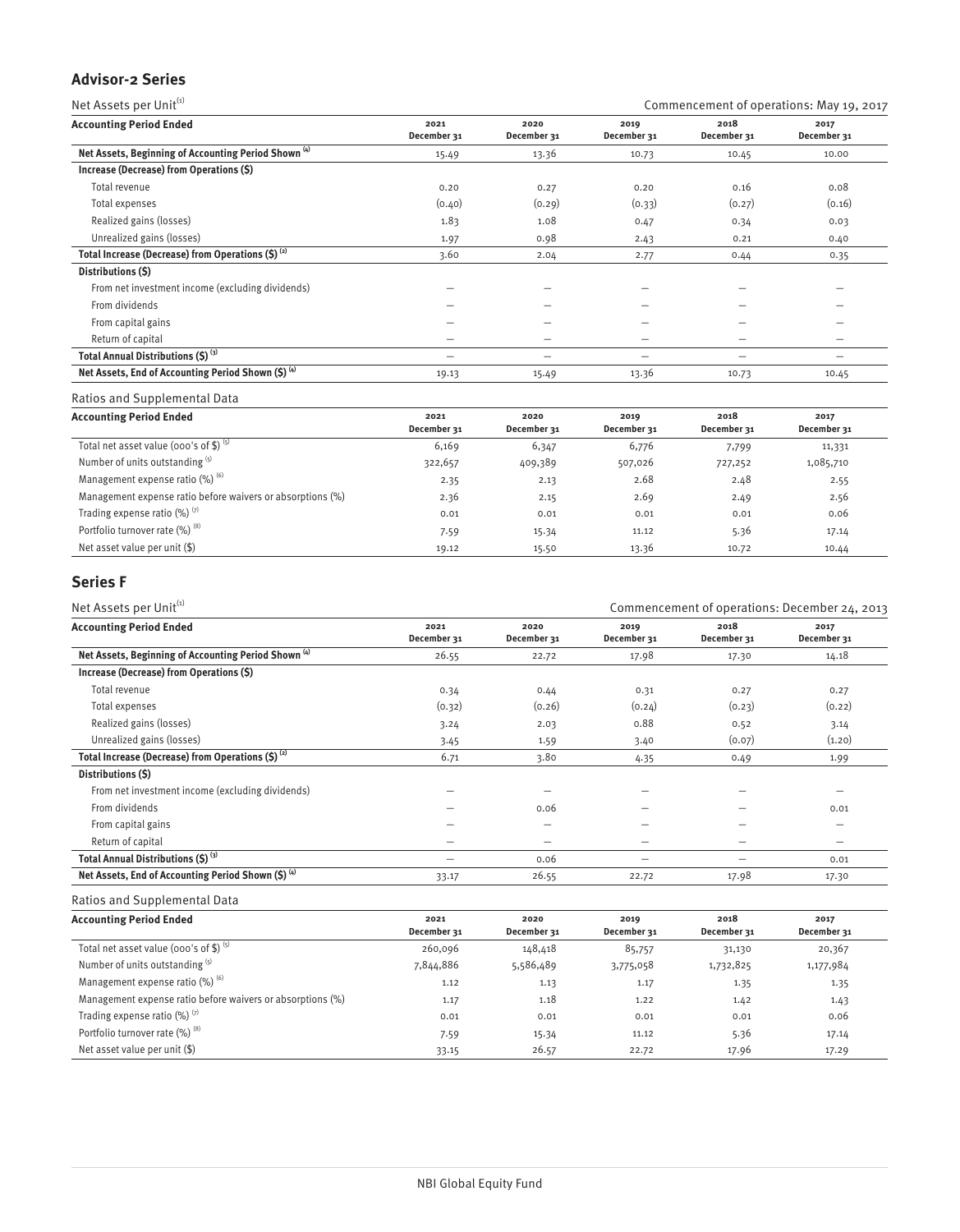## Advisor-2 Series

Net Assets per Unit[1] — Commencement of operations: May 19, 2017

| Accounting Period Ended | 2021 December 31 | 2020 December 31 | 2019 December 31 | 2018 December 31 | 2017 December 31 |
|---|---|---|---|---|---|
| **Net Assets, Beginning of Accounting Period Shown [4]** | 15.49 | 13.36 | 10.73 | 10.45 | 10.00 |
| **Increase (Decrease) from Operations ($)** | | | | | |
| Total revenue | 0.20 | 0.27 | 0.20 | 0.16 | 0.08 |
| Total expenses | (0.40) | (0.29) | (0.33) | (0.27) | (0.16) |
| Realized gains (losses) | 1.83 | 1.08 | 0.47 | 0.34 | 0.03 |
| Unrealized gains (losses) | 1.97 | 0.98 | 2.43 | 0.21 | 0.40 |
| **Total Increase (Decrease) from Operations ($) [2]** | 3.60 | 2.04 | 2.77 | 0.44 | 0.35 |
| **Distributions ($)** | | | | | |
| From net investment income (excluding dividends) | – | – | – | – | – |
| From dividends | – | – | – | – | – |
| From capital gains | – | – | – | – | – |
| Return of capital | – | – | – | – | – |
| **Total Annual Distributions ($) [3]** | – | – | – | – | – |
| **Net Assets, End of Accounting Period Shown ($) [4]** | 19.13 | 15.49 | 13.36 | 10.73 | 10.45 |

Ratios and Supplemental Data

| Accounting Period Ended | 2021 December 31 | 2020 December 31 | 2019 December 31 | 2018 December 31 | 2017 December 31 |
|---|---|---|---|---|---|
| Total net asset value (000's of $) [5] | 6,169 | 6,347 | 6,776 | 7,799 | 11,331 |
| Number of units outstanding [5] | 322,657 | 409,389 | 507,026 | 727,252 | 1,085,710 |
| Management expense ratio (%) [6] | 2.35 | 2.13 | 2.68 | 2.48 | 2.55 |
| Management expense ratio before waivers or absorptions (%) | 2.36 | 2.15 | 2.69 | 2.49 | 2.56 |
| Trading expense ratio (%) [7] | 0.01 | 0.01 | 0.01 | 0.01 | 0.06 |
| Portfolio turnover rate (%) [8] | 7.59 | 15.34 | 11.12 | 5.36 | 17.14 |
| Net asset value per unit ($) | 19.12 | 15.50 | 13.36 | 10.72 | 10.44 |

## Series F

Net Assets per Unit[1] — Commencement of operations: December 24, 2013

| Accounting Period Ended | 2021 December 31 | 2020 December 31 | 2019 December 31 | 2018 December 31 | 2017 December 31 |
|---|---|---|---|---|---|
| **Net Assets, Beginning of Accounting Period Shown [4]** | 26.55 | 22.72 | 17.98 | 17.30 | 14.18 |
| **Increase (Decrease) from Operations ($)** | | | | | |
| Total revenue | 0.34 | 0.44 | 0.31 | 0.27 | 0.27 |
| Total expenses | (0.32) | (0.26) | (0.24) | (0.23) | (0.22) |
| Realized gains (losses) | 3.24 | 2.03 | 0.88 | 0.52 | 3.14 |
| Unrealized gains (losses) | 3.45 | 1.59 | 3.40 | (0.07) | (1.20) |
| **Total Increase (Decrease) from Operations ($) [2]** | 6.71 | 3.80 | 4.35 | 0.49 | 1.99 |
| **Distributions ($)** | | | | | |
| From net investment income (excluding dividends) | – | – | – | – | – |
| From dividends | – | 0.06 | – | – | 0.01 |
| From capital gains | – | – | – | – | – |
| Return of capital | – | – | – | – | – |
| **Total Annual Distributions ($) [3]** | – | 0.06 | – | – | 0.01 |
| **Net Assets, End of Accounting Period Shown ($) [4]** | 33.17 | 26.55 | 22.72 | 17.98 | 17.30 |

Ratios and Supplemental Data

| Accounting Period Ended | 2021 December 31 | 2020 December 31 | 2019 December 31 | 2018 December 31 | 2017 December 31 |
|---|---|---|---|---|---|
| Total net asset value (000's of $) [5] | 260,096 | 148,418 | 85,757 | 31,130 | 20,367 |
| Number of units outstanding [5] | 7,844,886 | 5,586,489 | 3,775,058 | 1,732,825 | 1,177,984 |
| Management expense ratio (%) [6] | 1.12 | 1.13 | 1.17 | 1.35 | 1.35 |
| Management expense ratio before waivers or absorptions (%) | 1.17 | 1.18 | 1.22 | 1.42 | 1.43 |
| Trading expense ratio (%) [7] | 0.01 | 0.01 | 0.01 | 0.01 | 0.06 |
| Portfolio turnover rate (%) [8] | 7.59 | 15.34 | 11.12 | 5.36 | 17.14 |
| Net asset value per unit ($) | 33.15 | 26.57 | 22.72 | 17.96 | 17.29 |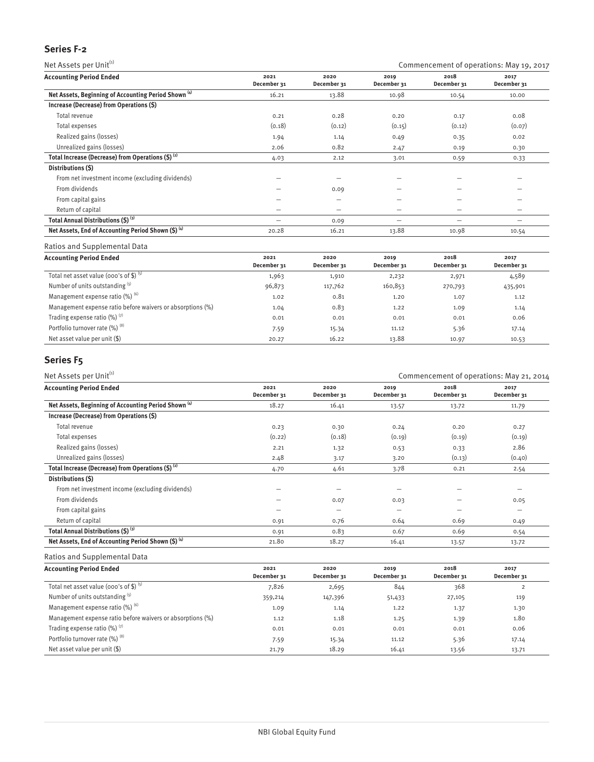## Series F-2

Net Assets per Unit[1] — Commencement of operations: May 19, 2017

| Accounting Period Ended | 2021 December 31 | 2020 December 31 | 2019 December 31 | 2018 December 31 | 2017 December 31 |
|---|---|---|---|---|---|
| **Net Assets, Beginning of Accounting Period Shown [4]** | 16.21 | 13.88 | 10.98 | 10.54 | 10.00 |
| **Increase (Decrease) from Operations ($)** | | | | | |
| Total revenue | 0.21 | 0.28 | 0.20 | 0.17 | 0.08 |
| Total expenses | (0.18) | (0.12) | (0.15) | (0.12) | (0.07) |
| Realized gains (losses) | 1.94 | 1.14 | 0.49 | 0.35 | 0.02 |
| Unrealized gains (losses) | 2.06 | 0.82 | 2.47 | 0.19 | 0.30 |
| **Total Increase (Decrease) from Operations ($) [2]** | 4.03 | 2.12 | 3.01 | 0.59 | 0.33 |
| **Distributions ($)** | | | | | |
| From net investment income (excluding dividends) | – | – | – | – | – |
| From dividends | – | 0.09 | – | – | – |
| From capital gains | – | – | – | – | – |
| Return of capital | – | – | – | – | – |
| **Total Annual Distributions ($) [3]** | – | 0.09 | – | – | – |
| **Net Assets, End of Accounting Period Shown ($) [4]** | 20.28 | 16.21 | 13.88 | 10.98 | 10.54 |

Ratios and Supplemental Data

| Accounting Period Ended | 2021 December 31 | 2020 December 31 | 2019 December 31 | 2018 December 31 | 2017 December 31 |
|---|---|---|---|---|---|
| Total net asset value (000's of $) [5] | 1,963 | 1,910 | 2,232 | 2,971 | 4,589 |
| Number of units outstanding [5] | 96,873 | 117,762 | 160,853 | 270,793 | 435,901 |
| Management expense ratio (%) [6] | 1.02 | 0.81 | 1.20 | 1.07 | 1.12 |
| Management expense ratio before waivers or absorptions (%) | 1.04 | 0.83 | 1.22 | 1.09 | 1.14 |
| Trading expense ratio (%) [7] | 0.01 | 0.01 | 0.01 | 0.01 | 0.06 |
| Portfolio turnover rate (%) [8] | 7.59 | 15.34 | 11.12 | 5.36 | 17.14 |
| Net asset value per unit ($) | 20.27 | 16.22 | 13.88 | 10.97 | 10.53 |

## Series F5

Net Assets per Unit[1] — Commencement of operations: May 21, 2014

| Accounting Period Ended | 2021 December 31 | 2020 December 31 | 2019 December 31 | 2018 December 31 | 2017 December 31 |
|---|---|---|---|---|---|
| **Net Assets, Beginning of Accounting Period Shown [4]** | 18.27 | 16.41 | 13.57 | 13.72 | 11.79 |
| **Increase (Decrease) from Operations ($)** | | | | | |
| Total revenue | 0.23 | 0.30 | 0.24 | 0.20 | 0.27 |
| Total expenses | (0.22) | (0.18) | (0.19) | (0.19) | (0.19) |
| Realized gains (losses) | 2.21 | 1.32 | 0.53 | 0.33 | 2.86 |
| Unrealized gains (losses) | 2.48 | 3.17 | 3.20 | (0.13) | (0.40) |
| **Total Increase (Decrease) from Operations ($) [2]** | 4.70 | 4.61 | 3.78 | 0.21 | 2.54 |
| **Distributions ($)** | | | | | |
| From net investment income (excluding dividends) | – | – | – | – | – |
| From dividends | – | 0.07 | 0.03 | – | 0.05 |
| From capital gains | – | – | – | – | – |
| Return of capital | 0.91 | 0.76 | 0.64 | 0.69 | 0.49 |
| **Total Annual Distributions ($) [3]** | 0.91 | 0.83 | 0.67 | 0.69 | 0.54 |
| **Net Assets, End of Accounting Period Shown ($) [4]** | 21.80 | 18.27 | 16.41 | 13.57 | 13.72 |

Ratios and Supplemental Data

| Accounting Period Ended | 2021 December 31 | 2020 December 31 | 2019 December 31 | 2018 December 31 | 2017 December 31 |
|---|---|---|---|---|---|
| Total net asset value (000's of $) [5] | 7,826 | 2,695 | 844 | 368 | 2 |
| Number of units outstanding [5] | 359,214 | 147,396 | 51,433 | 27,105 | 119 |
| Management expense ratio (%) [6] | 1.09 | 1.14 | 1.22 | 1.37 | 1.30 |
| Management expense ratio before waivers or absorptions (%) | 1.12 | 1.18 | 1.25 | 1.39 | 1.80 |
| Trading expense ratio (%) [7] | 0.01 | 0.01 | 0.01 | 0.01 | 0.06 |
| Portfolio turnover rate (%) [8] | 7.59 | 15.34 | 11.12 | 5.36 | 17.14 |
| Net asset value per unit ($) | 21.79 | 18.29 | 16.41 | 13.56 | 13.71 |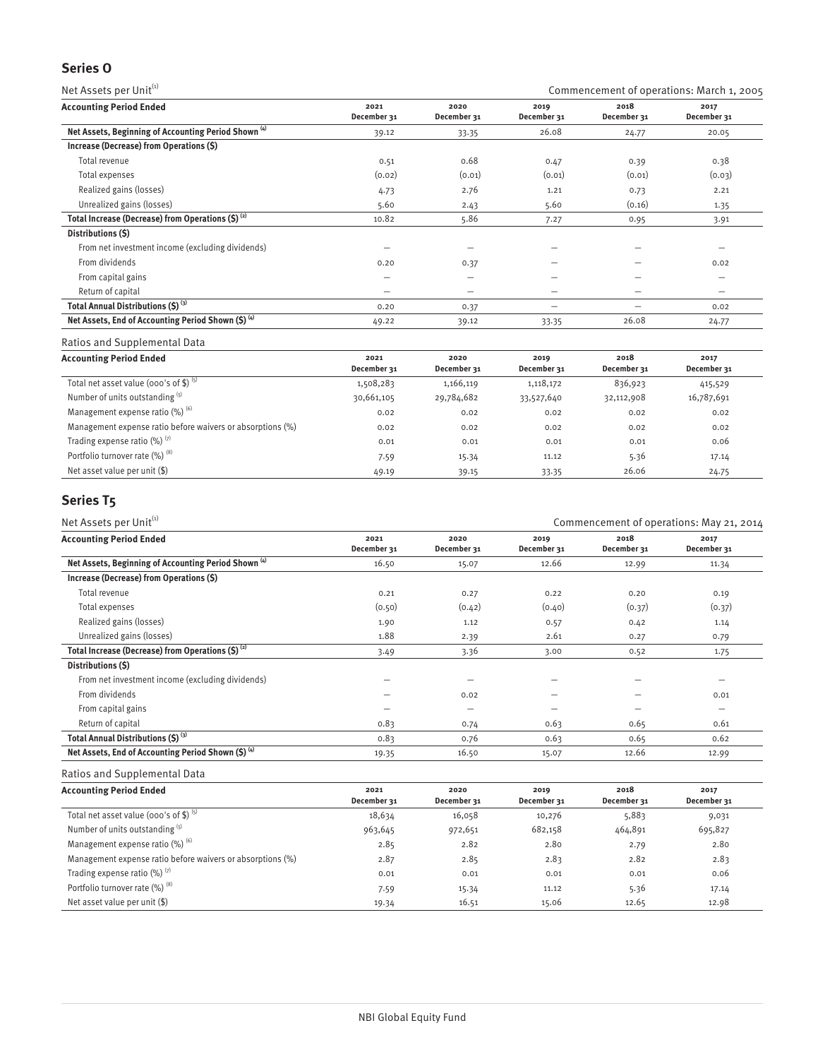## Series O

Net Assets per Unit[1] — Commencement of operations: March 1, 2005

| Accounting Period Ended | 2021 December 31 | 2020 December 31 | 2019 December 31 | 2018 December 31 | 2017 December 31 |
|---|---|---|---|---|---|
| **Net Assets, Beginning of Accounting Period Shown [4]** | 39.12 | 33.35 | 26.08 | 24.77 | 20.05 |
| **Increase (Decrease) from Operations ($)** | | | | | |
| Total revenue | 0.51 | 0.68 | 0.47 | 0.39 | 0.38 |
| Total expenses | (0.02) | (0.01) | (0.01) | (0.01) | (0.03) |
| Realized gains (losses) | 4.73 | 2.76 | 1.21 | 0.73 | 2.21 |
| Unrealized gains (losses) | 5.60 | 2.43 | 5.60 | (0.16) | 1.35 |
| **Total Increase (Decrease) from Operations ($) [2]** | 10.82 | 5.86 | 7.27 | 0.95 | 3.91 |
| **Distributions ($)** | | | | | |
| From net investment income (excluding dividends) | – | – | – | – | – |
| From dividends | 0.20 | 0.37 | – | – | 0.02 |
| From capital gains | – | – | – | – | – |
| Return of capital | – | – | – | – | – |
| **Total Annual Distributions ($) [3]** | 0.20 | 0.37 | – | – | 0.02 |
| **Net Assets, End of Accounting Period Shown ($) [4]** | 49.22 | 39.12 | 33.35 | 26.08 | 24.77 |

Ratios and Supplemental Data

| Accounting Period Ended | 2021 December 31 | 2020 December 31 | 2019 December 31 | 2018 December 31 | 2017 December 31 |
|---|---|---|---|---|---|
| Total net asset value (000's of $) [5] | 1,508,283 | 1,166,119 | 1,118,172 | 836,923 | 415,529 |
| Number of units outstanding [5] | 30,661,105 | 29,784,682 | 33,527,640 | 32,112,908 | 16,787,691 |
| Management expense ratio (%) [6] | 0.02 | 0.02 | 0.02 | 0.02 | 0.02 |
| Management expense ratio before waivers or absorptions (%) | 0.02 | 0.02 | 0.02 | 0.02 | 0.02 |
| Trading expense ratio (%) [7] | 0.01 | 0.01 | 0.01 | 0.01 | 0.06 |
| Portfolio turnover rate (%) [8] | 7.59 | 15.34 | 11.12 | 5.36 | 17.14 |
| Net asset value per unit ($) | 49.19 | 39.15 | 33.35 | 26.06 | 24.75 |

## Series T5

Net Assets per Unit[1] — Commencement of operations: May 21, 2014

| Accounting Period Ended | 2021 December 31 | 2020 December 31 | 2019 December 31 | 2018 December 31 | 2017 December 31 |
|---|---|---|---|---|---|
| **Net Assets, Beginning of Accounting Period Shown [4]** | 16.50 | 15.07 | 12.66 | 12.99 | 11.34 |
| **Increase (Decrease) from Operations ($)** | | | | | |
| Total revenue | 0.21 | 0.27 | 0.22 | 0.20 | 0.19 |
| Total expenses | (0.50) | (0.42) | (0.40) | (0.37) | (0.37) |
| Realized gains (losses) | 1.90 | 1.12 | 0.57 | 0.42 | 1.14 |
| Unrealized gains (losses) | 1.88 | 2.39 | 2.61 | 0.27 | 0.79 |
| **Total Increase (Decrease) from Operations ($) [2]** | 3.49 | 3.36 | 3.00 | 0.52 | 1.75 |
| **Distributions ($)** | | | | | |
| From net investment income (excluding dividends) | – | – | – | – | – |
| From dividends | – | 0.02 | – | – | 0.01 |
| From capital gains | – | – | – | – | – |
| Return of capital | 0.83 | 0.74 | 0.63 | 0.65 | 0.61 |
| **Total Annual Distributions ($) [3]** | 0.83 | 0.76 | 0.63 | 0.65 | 0.62 |
| **Net Assets, End of Accounting Period Shown ($) [4]** | 19.35 | 16.50 | 15.07 | 12.66 | 12.99 |

Ratios and Supplemental Data

| Accounting Period Ended | 2021 December 31 | 2020 December 31 | 2019 December 31 | 2018 December 31 | 2017 December 31 |
|---|---|---|---|---|---|
| Total net asset value (000's of $) [5] | 18,634 | 16,058 | 10,276 | 5,883 | 9,031 |
| Number of units outstanding [5] | 963,645 | 972,651 | 682,158 | 464,891 | 695,827 |
| Management expense ratio (%) [6] | 2.85 | 2.82 | 2.80 | 2.79 | 2.80 |
| Management expense ratio before waivers or absorptions (%) | 2.87 | 2.85 | 2.83 | 2.82 | 2.83 |
| Trading expense ratio (%) [7] | 0.01 | 0.01 | 0.01 | 0.01 | 0.06 |
| Portfolio turnover rate (%) [8] | 7.59 | 15.34 | 11.12 | 5.36 | 17.14 |
| Net asset value per unit ($) | 19.34 | 16.51 | 15.06 | 12.65 | 12.98 |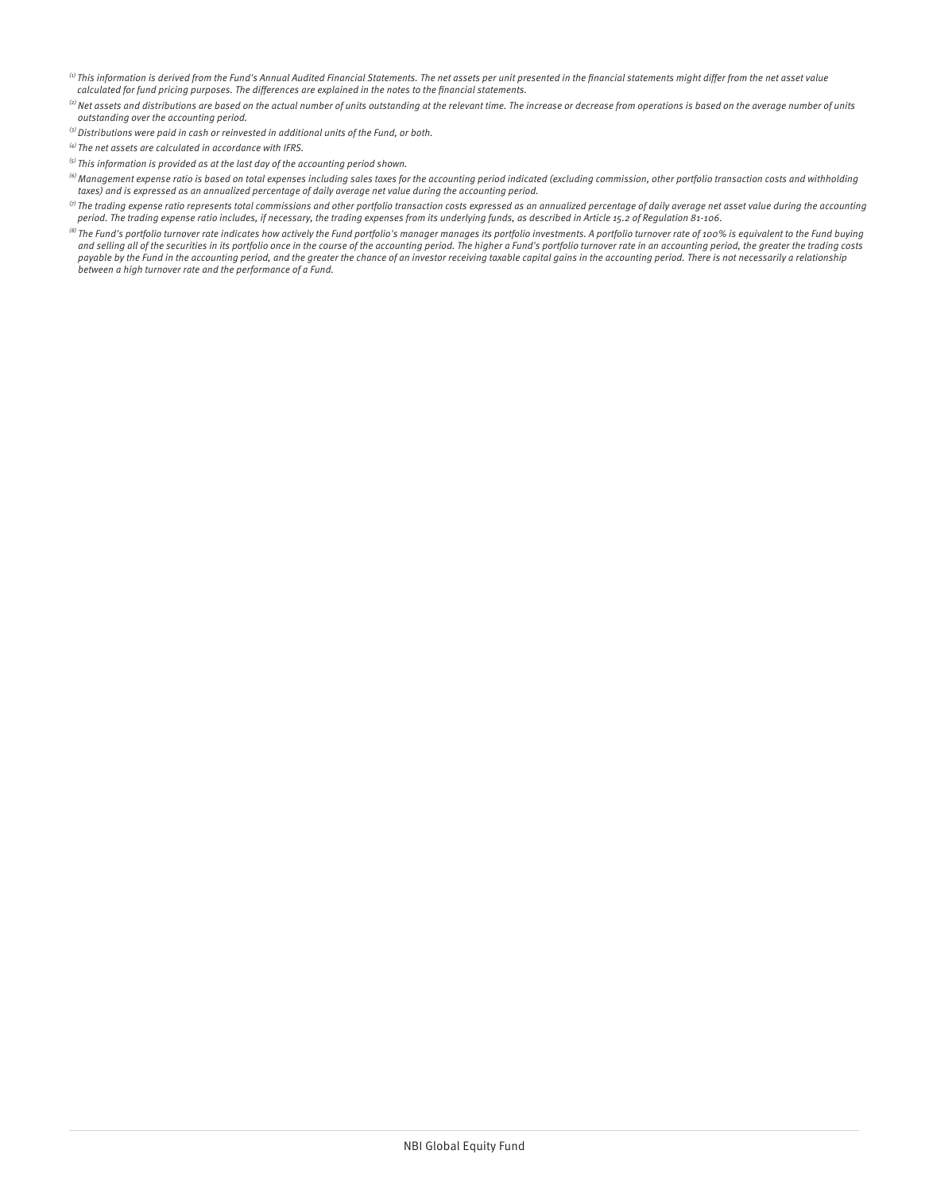*(1) This information is derived from the Fund's Annual Audited Financial Statements. The net assets per unit presented in the financial statements might differ from the net asset value calculated for fund pricing purposes. The differences are explained in the notes to the financial statements.*

*(2) Net assets and distributions are based on the actual number of units outstanding at the relevant time. The increase or decrease from operations is based on the average number of units outstanding over the accounting period.*

*(3) Distributions were paid in cash or reinvested in additional units of the Fund, or both.*

*(4) The net assets are calculated in accordance with IFRS.*

*(5) This information is provided as at the last day of the accounting period shown.*

*(6) Management expense ratio is based on total expenses including sales taxes for the accounting period indicated (excluding commission, other portfolio transaction costs and withholding taxes) and is expressed as an annualized percentage of daily average net value during the accounting period.*

*(7) The trading expense ratio represents total commissions and other portfolio transaction costs expressed as an annualized percentage of daily average net asset value during the accounting period. The trading expense ratio includes, if necessary, the trading expenses from its underlying funds, as described in Article 15.2 of Regulation 81-106.*

*(8) The Fund's portfolio turnover rate indicates how actively the Fund portfolio's manager manages its portfolio investments. A portfolio turnover rate of 100% is equivalent to the Fund buying and selling all of the securities in its portfolio once in the course of the accounting period. The higher a Fund's portfolio turnover rate in an accounting period, the greater the trading costs payable by the Fund in the accounting period, and the greater the chance of an investor receiving taxable capital gains in the accounting period. There is not necessarily a relationship between a high turnover rate and the performance of a Fund.*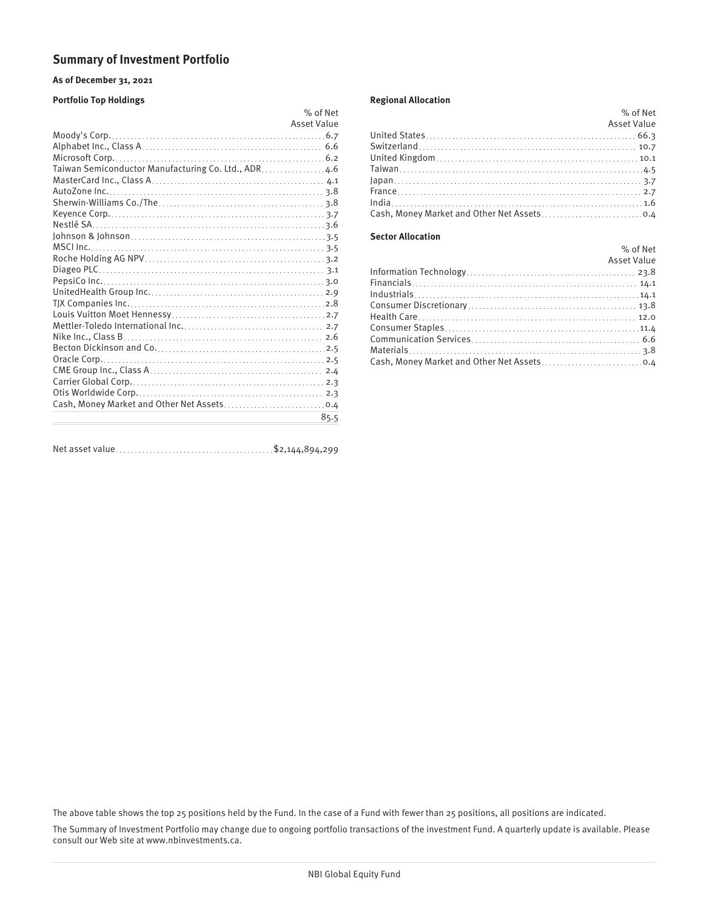## Summary of Investment Portfolio

**As of December 31, 2021**

### Portfolio Top Holdings

| | % of Net Asset Value |
|---|---|
| Moody's Corp. | 6.7 |
| Alphabet Inc., Class A | 6.6 |
| Microsoft Corp. | 6.2 |
| Taiwan Semiconductor Manufacturing Co. Ltd., ADR | 4.6 |
| MasterCard Inc., Class A | 4.1 |
| AutoZone Inc. | 3.8 |
| Sherwin-Williams Co./The | 3.8 |
| Keyence Corp. | 3.7 |
| Nestlé SA | 3.6 |
| Johnson & Johnson | 3.5 |
| MSCI Inc. | 3.5 |
| Roche Holding AG NPV | 3.2 |
| Diageo PLC | 3.1 |
| PepsiCo Inc. | 3.0 |
| UnitedHealth Group Inc. | 2.9 |
| TJX Companies Inc. | 2.8 |
| Louis Vuitton Moet Hennessy | 2.7 |
| Mettler-Toledo International Inc. | 2.7 |
| Nike Inc., Class B | 2.6 |
| Becton Dickinson and Co. | 2.5 |
| Oracle Corp. | 2.5 |
| CME Group Inc., Class A | 2.4 |
| Carrier Global Corp. | 2.3 |
| Otis Worldwide Corp. | 2.3 |
| Cash, Money Market and Other Net Assets | 0.4 |
| | 85.5 |

Net asset value $2,144,894,299

### Regional Allocation

| | % of Net Asset Value |
|---|---|
| United States | 66.3 |
| Switzerland | 10.7 |
| United Kingdom | 10.1 |
| Taiwan | 4.5 |
| Japan | 3.7 |
| France | 2.7 |
| India | 1.6 |
| Cash, Money Market and Other Net Assets | 0.4 |

### Sector Allocation

| | % of Net Asset Value |
|---|---|
| Information Technology | 23.8 |
| Financials | 14.1 |
| Industrials | 14.1 |
| Consumer Discretionary | 13.8 |
| Health Care | 12.0 |
| Consumer Staples | 11.4 |
| Communication Services | 6.6 |
| Materials | 3.8 |
| Cash, Money Market and Other Net Assets | 0.4 |

The above table shows the top 25 positions held by the Fund. In the case of a Fund with fewer than 25 positions, all positions are indicated.

The Summary of Investment Portfolio may change due to ongoing portfolio transactions of the investment Fund. A quarterly update is available. Please consult our Web site at www.nbinvestments.ca.